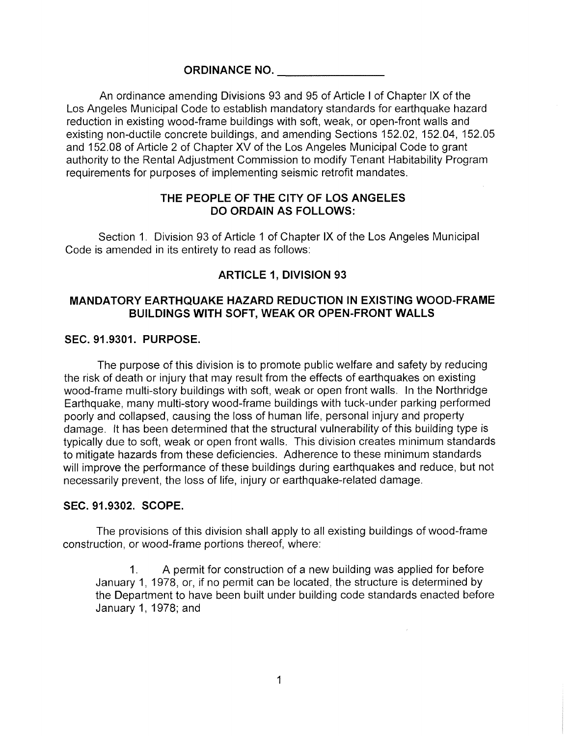# ORDINANCE NO. ________________

An ordinance amending Divisions 93 and 95 of Article I of Chapter IX of the Los Angeles Municipal Code to establish mandatory standards for earthquake hazard reduction in existing wood-frame buildings with soft, weak, or open-front walls and existing non-ductile concrete buildings, and amending Sections 152.02, 152.04, 152.05 and 152.08 of Article 2 of Chapter XV of the Los Angeles Municipal Code to grant authority to the Rental Adjustment Commission to modify Tenant Habitability Program requirements for purposes of implementing seismic retrofit mandates.

## THE PEOPLE OF THE CITY OF LOS ANGELES DO ORDAIN AS FOLLOWS:

Section 1. Division 93 of Article 1 of Chapter IX of the Los Angeles Municipal Code is amended in its entirety to read as follows:

## ARTICLE 1, DIVISION 93

## MANDATORY EARTHQUAKE HAZARD REDUCTION IN EXISTING WOOD-FRAME BUILDINGS WITH SOFT, WEAK OR OPEN-FRONT WALLS

### SEC. 91.9301. PURPOSE.

The purpose of this division is to promote public welfare and safety by reducing the risk of death or injury that may result from the effects of earthquakes on existing wood-frame multi-story buildings with soft, weak or open front walls. In the Northridge Earthquake, many multi-story wood-frame buildings with tuck-under parking performed poorly and collapsed, causing the loss of human life, personal injury and property damage. It has been determined that the structural vulnerability of this building type is typically due to soft, weak or open front walls. This division creates minimum standards to mitigate hazards from these deficiencies. Adherence to these minimum standards will improve the performance of these buildings during earthquakes and reduce, but not necessarily prevent, the loss of life, injury or earthquake-related damage.

### SEC. 91.9302. SCOPE.

The provisions of this division shall apply to all existing buildings of wood-frame construction, or wood-frame portions thereof, where:

1. A permit for construction of a new building was applied for before January 1, 1978, or, if no permit can be located, the structure is determined by the Department to have been built under building code standards enacted before January 1, 1978; and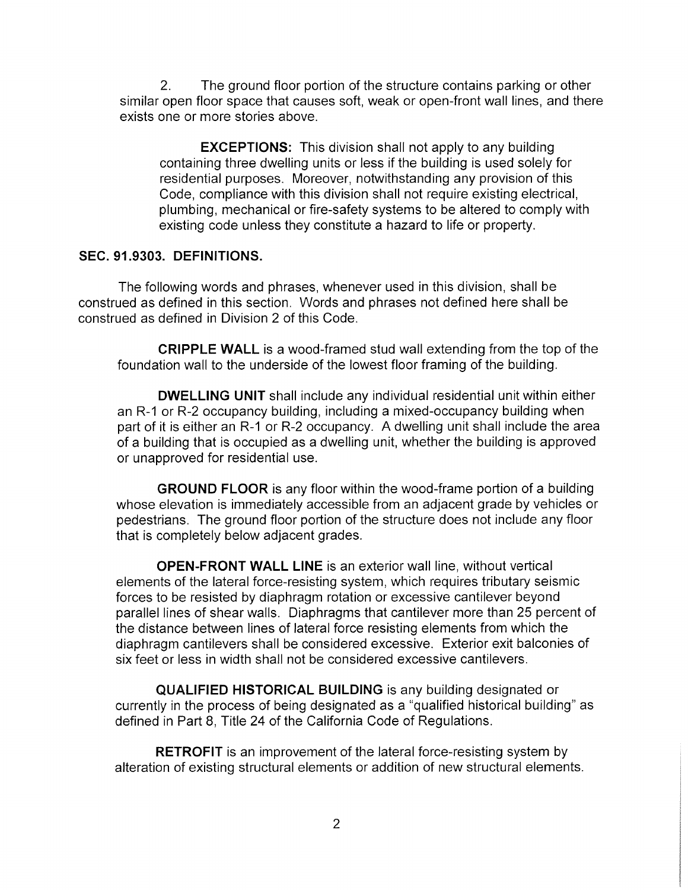2. The ground floor portion of the structure contains parking or other similar open floor space that causes soft, weak or open-front wall lines, and there exists one or more stories above.

> **EXCEPTIONS:** This division shall not apply to any building containing three dwelling units or less if the building is used solely for residential purposes. Moreover, notwithstanding any provision of this Code, compliance with this division shall not require existing electrical, plumbing, mechanical or fire-safety systems to be altered to comply with existing code unless they constitute a hazard to life or property.

### SEC. 91.9303. DEFINITIONS.

The following words and phrases, whenever used in this division, shall be construed as defined in this section. Words and phrases not defined here shall be construed as defined in Division 2 of this Code.

**CRIPPLE WALL** is a wood-framed stud wall extending from the top of the foundation wall to the underside of the lowest floor framing of the building.

**DWELLING UNIT** shall include any individual residential unit within either an R-1 or R-2 occupancy building, including a mixed-occupancy building when part of it is either an R-1 or R-2 occupancy. A dwelling unit shall include the area of a building that is occupied as a dwelling unit, whether the building is approved or unapproved for residential use.

**GROUND FLOOR** is any floor within the wood-frame portion of a building whose elevation is immediately accessible from an adjacent grade by vehicles or pedestrians. The ground floor portion of the structure does not include any floor that is completely below adjacent grades.

**OPEN-FRONT WALL LINE** is an exterior wall line, without vertical elements of the lateral force-resisting system, which requires tributary seismic forces to be resisted by diaphragm rotation or excessive cantilever beyond parallel lines of shear walls. Diaphragms that cantilever more than 25 percent of the distance between lines of lateral force resisting elements from which the diaphragm cantilevers shall be considered excessive. Exterior exit balconies of six feet or less in width shall not be considered excessive cantilevers.

**QUALIFIED HISTORICAL BUILDING** is any building designated or currently in the process of being designated as a "qualified historical building" as defined in Part 8, Title 24 of the California Code of Regulations.

**RETROFIT** is an improvement of the lateral force-resisting system by alteration of existing structural elements or addition of new structural elements.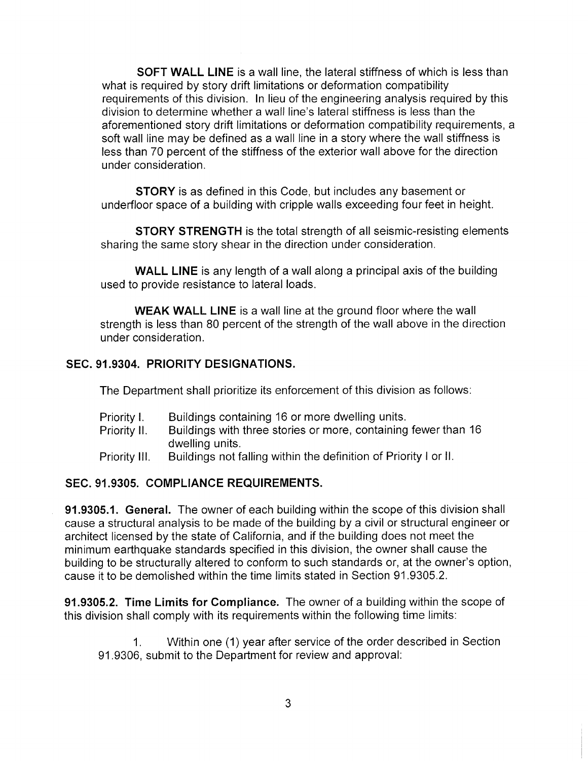**SOFT WALL LINE** is a wall line, the lateral stiffness of which is less than what is required by story drift limitations or deformation compatibility requirements of this division. In lieu of the engineering analysis required by this division to determine whether a wall line's lateral stiffness is less than the aforementioned story drift limitations or deformation compatibility requirements, a soft wall line may be defined as a wall line in a story where the wall stiffness is less than 70 percent of the stiffness of the exterior wall above for the direction under consideration.

**STORY** is as defined in this Code, but includes any basement or underfloor space of a building with cripple walls exceeding four feet in height.

**STORY STRENGTH** is the total strength of all seismic-resisting elements sharing the same story shear in the direction under consideration.

**WALL LINE** is any length of a wall along a principal axis of the building used to provide resistance to lateral loads.

**WEAK WALL LINE** is a wall line at the ground floor where the wall strength is less than 80 percent of the strength of the wall above in the direction under consideration.

## SEC. 91.9304. PRIORITY DESIGNATIONS.

The Department shall prioritize its enforcement of this division as follows:

- Priority I. Buildings containing 16 or more dwelling units.
- Priority II. Buildings with three stories or more, containing fewer than 16 dwelling units.
- Priority III. Buildings not falling within the definition of Priority I or II.

## SEC. 91.9305. COMPLIANCE REQUIREMENTS.

**91.9305.1. General.** The owner of each building within the scope of this division shall cause a structural analysis to be made of the building by a civil or structural engineer or architect licensed by the state of California, and if the building does not meet the minimum earthquake standards specified in this division, the owner shall cause the building to be structurally altered to conform to such standards or, at the owner's option, cause it to be demolished within the time limits stated in Section 91.9305.2.

**91.9305.2. Time Limits for Compliance.** The owner of a building within the scope of this division shall comply with its requirements within the following time limits:

1. Within one (1) year after service of the order described in Section 91.9306, submit to the Department for review and approval: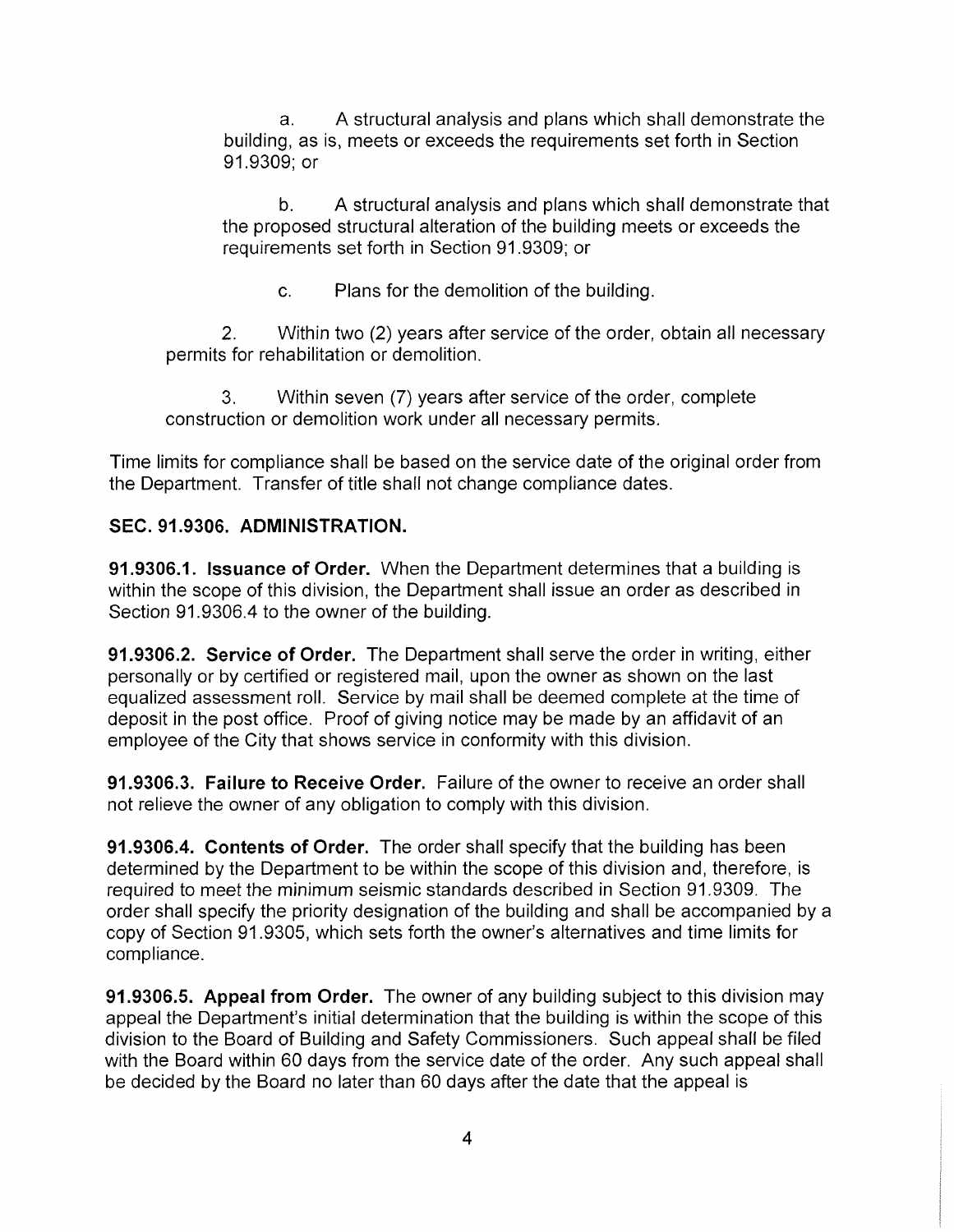a. A structural analysis and plans which shall demonstrate the building, as is, meets or exceeds the requirements set forth in Section 91.9309; or

b. A structural analysis and plans which shall demonstrate that the proposed structural alteration of the building meets or exceeds the requirements set forth in Section 91.9309; or

c. Plans for the demolition of the building.

2. Within two (2) years after service of the order, obtain all necessary permits for rehabilitation or demolition.

3. Within seven (7) years after service of the order, complete construction or demolition work under all necessary permits.

Time limits for compliance shall be based on the service date of the original order from the Department. Transfer of title shall not change compliance dates.

**SEC. 91.9306. ADMINISTRATION.**

**91.9306.1. Issuance of Order.** When the Department determines that a building is within the scope of this division, the Department shall issue an order as described in Section 91.9306.4 to the owner of the building.

**91.9306.2. Service of Order.** The Department shall serve the order in writing, either personally or by certified or registered mail, upon the owner as shown on the last equalized assessment roll. Service by mail shall be deemed complete at the time of deposit in the post office. Proof of giving notice may be made by an affidavit of an employee of the City that shows service in conformity with this division.

**91.9306.3. Failure to Receive Order.** Failure of the owner to receive an order shall not relieve the owner of any obligation to comply with this division.

**91.9306.4. Contents of Order.** The order shall specify that the building has been determined by the Department to be within the scope of this division and, therefore, is required to meet the minimum seismic standards described in Section 91.9309. The order shall specify the priority designation of the building and shall be accompanied by a copy of Section 91.9305, which sets forth the owner's alternatives and time limits for compliance.

**91.9306.5. Appeal from Order.** The owner of any building subject to this division may appeal the Department's initial determination that the building is within the scope of this division to the Board of Building and Safety Commissioners. Such appeal shall be filed with the Board within 60 days from the service date of the order. Any such appeal shall be decided by the Board no later than 60 days after the date that the appeal is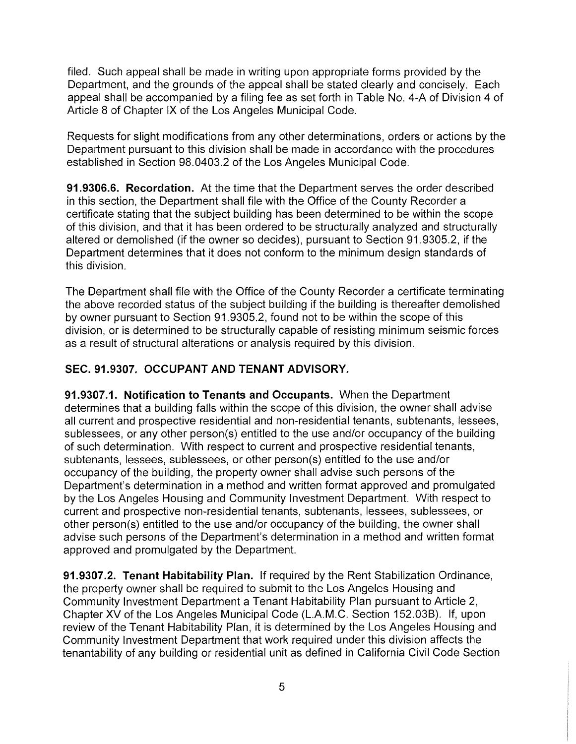filed. Such appeal shall be made in writing upon appropriate forms provided by the Department, and the grounds of the appeal shall be stated clearly and concisely. Each appeal shall be accompanied by a filing fee as set forth in Table No. 4-A of Division 4 of Article 8 of Chapter IX of the Los Angeles Municipal Code.

Requests for slight modifications from any other determinations, orders or actions by the Department pursuant to this division shall be made in accordance with the procedures established in Section 98.0403.2 of the Los Angeles Municipal Code.

**91.9306.6. Recordation.** At the time that the Department serves the order described in this section, the Department shall file with the Office of the County Recorder a certificate stating that the subject building has been determined to be within the scope of this division, and that it has been ordered to be structurally analyzed and structurally altered or demolished (if the owner so decides), pursuant to Section 91.9305.2, if the Department determines that it does not conform to the minimum design standards of this division.

The Department shall file with the Office of the County Recorder a certificate terminating the above recorded status of the subject building if the building is thereafter demolished by owner pursuant to Section 91.9305.2, found not to be within the scope of this division, or is determined to be structurally capable of resisting minimum seismic forces as a result of structural alterations or analysis required by this division.

**SEC. 91.9307. OCCUPANT AND TENANT ADVISORY.**

**91.9307.1. Notification to Tenants and Occupants.** When the Department determines that a building falls within the scope of this division, the owner shall advise all current and prospective residential and non-residential tenants, subtenants, lessees, sublessees, or any other person(s) entitled to the use and/or occupancy of the building of such determination. With respect to current and prospective residential tenants, subtenants, lessees, sublessees, or other person(s) entitled to the use and/or occupancy of the building, the property owner shall advise such persons of the Department's determination in a method and written format approved and promulgated by the Los Angeles Housing and Community Investment Department. With respect to current and prospective non-residential tenants, subtenants, lessees, sublessees, or other person(s) entitled to the use and/or occupancy of the building, the owner shall advise such persons of the Department's determination in a method and written format approved and promulgated by the Department.

**91.9307.2. Tenant Habitability Plan.** If required by the Rent Stabilization Ordinance, the property owner shall be required to submit to the Los Angeles Housing and Community Investment Department a Tenant Habitability Plan pursuant to Article 2, Chapter XV of the Los Angeles Municipal Code (L.A.M.C. Section 152.03B). If, upon review of the Tenant Habitability Plan, it is determined by the Los Angeles Housing and Community Investment Department that work required under this division affects the tenantability of any building or residential unit as defined in California Civil Code Section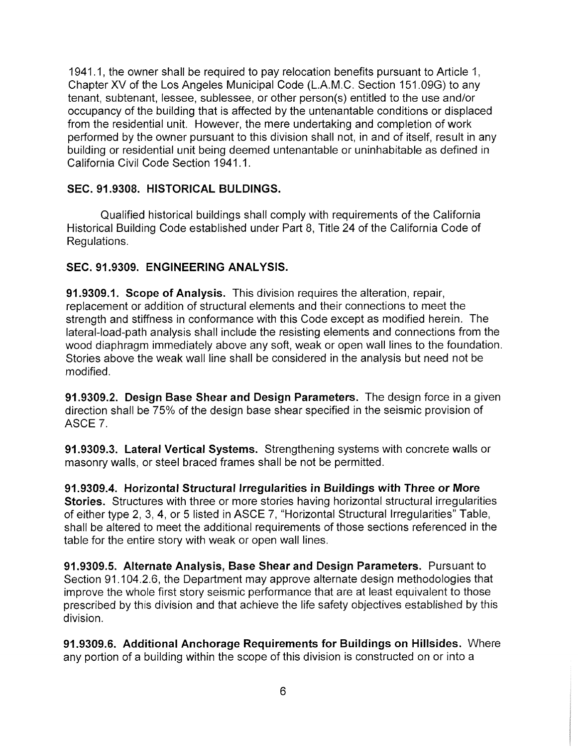1941.1, the owner shall be required to pay relocation benefits pursuant to Article 1, Chapter XV of the Los Angeles Municipal Code (L.A.M.C. Section 151.09G) to any tenant, subtenant, lessee, sublessee, or other person(s) entitled to the use and/or occupancy of the building that is affected by the untenantable conditions or displaced from the residential unit. However, the mere undertaking and completion of work performed by the owner pursuant to this division shall not, in and of itself, result in any building or residential unit being deemed untenantable or uninhabitable as defined in California Civil Code Section 1941.1.

### SEC. 91.9308. HISTORICAL BULDINGS.

Qualified historical buildings shall comply with requirements of the California Historical Building Code established under Part 8, Title 24 of the California Code of Regulations.

### SEC. 91.9309. ENGINEERING ANALYSIS.

**91.9309.1. Scope of Analysis.** This division requires the alteration, repair, replacement or addition of structural elements and their connections to meet the strength and stiffness in conformance with this Code except as modified herein. The lateral-load-path analysis shall include the resisting elements and connections from the wood diaphragm immediately above any soft, weak or open wall lines to the foundation. Stories above the weak wall line shall be considered in the analysis but need not be modified.

**91.9309.2. Design Base Shear and Design Parameters.** The design force in a given direction shall be 75% of the design base shear specified in the seismic provision of ASCE 7.

**91.9309.3. Lateral Vertical Systems.** Strengthening systems with concrete walls or masonry walls, or steel braced frames shall be not be permitted.

**91.9309.4. Horizontal Structural Irregularities in Buildings with Three or More Stories.** Structures with three or more stories having horizontal structural irregularities of either type 2, 3, 4, or 5 listed in ASCE 7, "Horizontal Structural Irregularities" Table, shall be altered to meet the additional requirements of those sections referenced in the table for the entire story with weak or open wall lines.

**91.9309.5. Alternate Analysis, Base Shear and Design Parameters.** Pursuant to Section 91.104.2.6, the Department may approve alternate design methodologies that improve the whole first story seismic performance that are at least equivalent to those prescribed by this division and that achieve the life safety objectives established by this division.

**91.9309.6. Additional Anchorage Requirements for Buildings on Hillsides.** Where any portion of a building within the scope of this division is constructed on or into a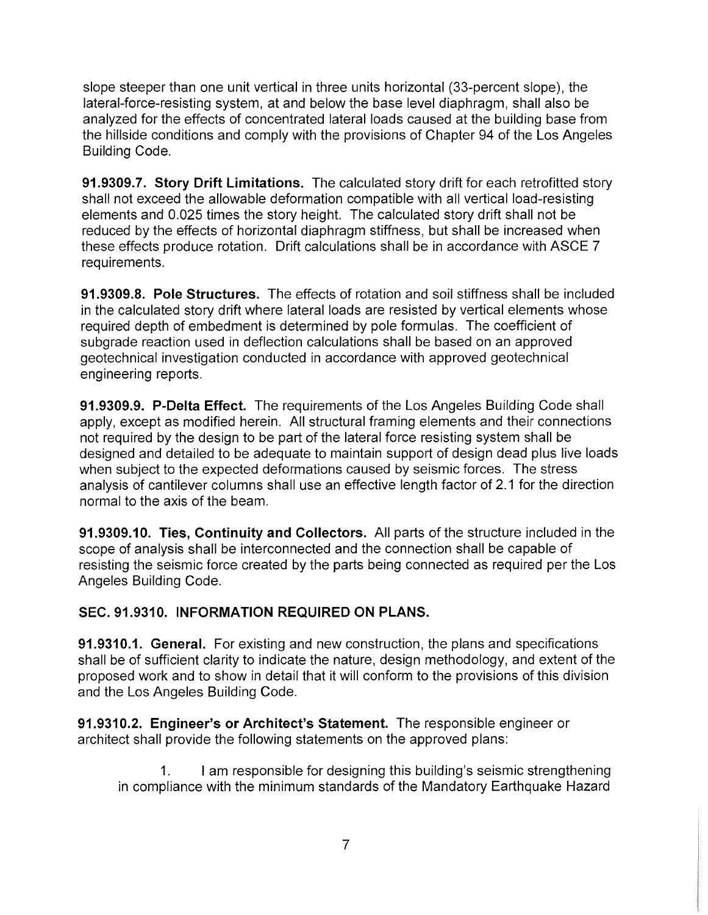slope steeper than one unit vertical in three units horizontal (33-percent slope), the lateral-force-resisting system, at and below the base level diaphragm, shall also be analyzed for the effects of concentrated lateral loads caused at the building base from the hillside conditions and comply with the provisions of Chapter 94 of the Los Angeles Building Code.

**91.9309.7. Story Drift Limitations.** The calculated story drift for each retrofitted story shall not exceed the allowable deformation compatible with all vertical load-resisting elements and 0.025 times the story height. The calculated story drift shall not be reduced by the effects of horizontal diaphragm stiffness, but shall be increased when these effects produce rotation. Drift calculations shall be in accordance with ASCE 7 requirements.

**91.9309.8. Pole Structures.** The effects of rotation and soil stiffness shall be included in the calculated story drift where lateral loads are resisted by vertical elements whose required depth of embedment is determined by pole formulas. The coefficient of subgrade reaction used in deflection calculations shall be based on an approved geotechnical investigation conducted in accordance with approved geotechnical engineering reports.

**91.9309.9. P-Delta Effect.** The requirements of the Los Angeles Building Code shall apply, except as modified herein. All structural framing elements and their connections not required by the design to be part of the lateral force resisting system shall be designed and detailed to be adequate to maintain support of design dead plus live loads when subject to the expected deformations caused by seismic forces. The stress analysis of cantilever columns shall use an effective length factor of 2.1 for the direction normal to the axis of the beam.

**91.9309.10. Ties, Continuity and Collectors.** All parts of the structure included in the scope of analysis shall be interconnected and the connection shall be capable of resisting the seismic force created by the parts being connected as required per the Los Angeles Building Code.

## SEC. 91.9310. INFORMATION REQUIRED ON PLANS.

**91.9310.1. General.** For existing and new construction, the plans and specifications shall be of sufficient clarity to indicate the nature, design methodology, and extent of the proposed work and to show in detail that it will conform to the provisions of this division and the Los Angeles Building Code.

**91.9310.2. Engineer's or Architect's Statement.** The responsible engineer or architect shall provide the following statements on the approved plans:

1. I am responsible for designing this building's seismic strengthening in compliance with the minimum standards of the Mandatory Earthquake Hazard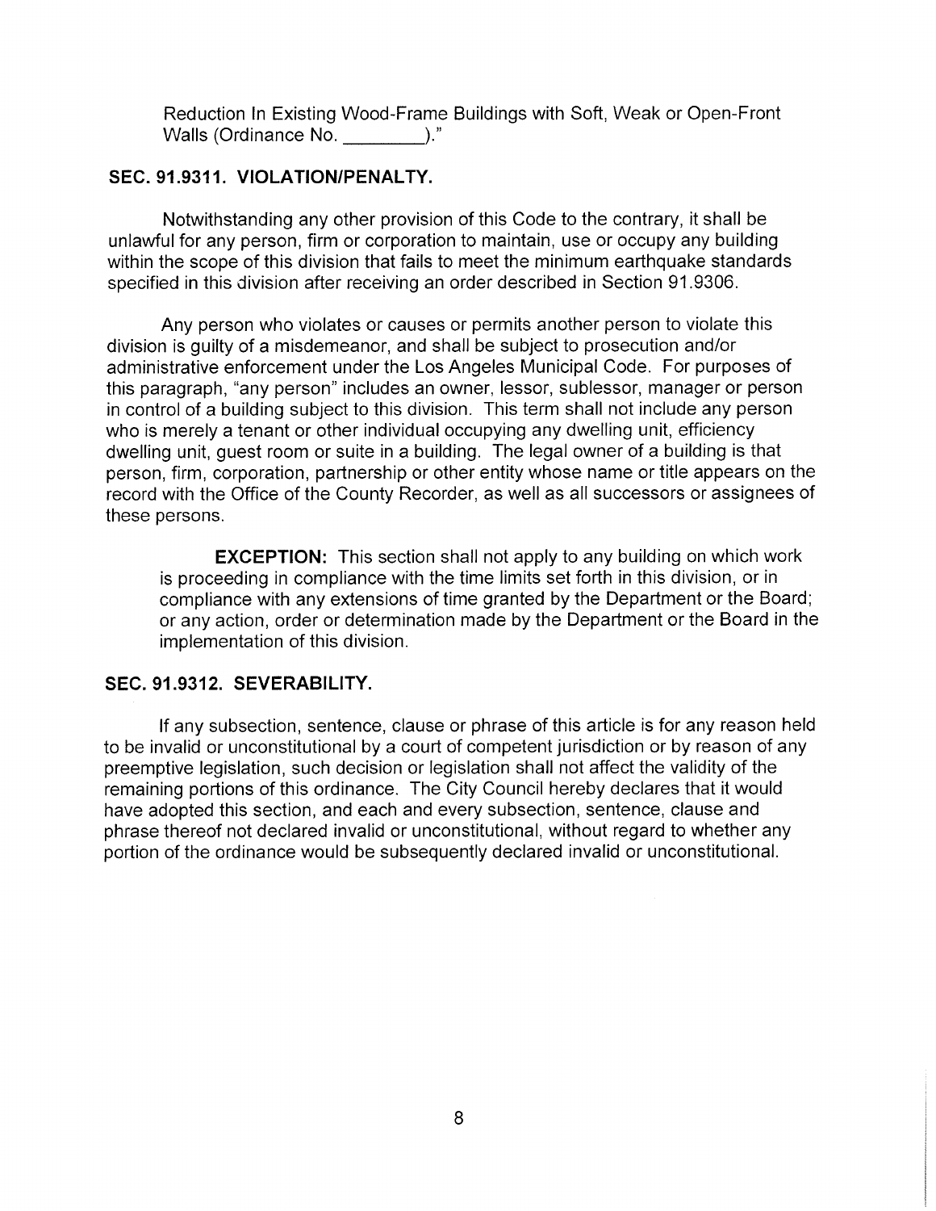Reduction In Existing Wood-Frame Buildings with Soft, Weak or Open-Front Walls (Ordinance No. \_\_\_\_\_\_\_\_)."

### SEC. 91.9311. VIOLATION/PENALTY.

Notwithstanding any other provision of this Code to the contrary, it shall be unlawful for any person, firm or corporation to maintain, use or occupy any building within the scope of this division that fails to meet the minimum earthquake standards specified in this division after receiving an order described in Section 91.9306.

Any person who violates or causes or permits another person to violate this division is guilty of a misdemeanor, and shall be subject to prosecution and/or administrative enforcement under the Los Angeles Municipal Code. For purposes of this paragraph, "any person" includes an owner, lessor, sublessor, manager or person in control of a building subject to this division. This term shall not include any person who is merely a tenant or other individual occupying any dwelling unit, efficiency dwelling unit, guest room or suite in a building. The legal owner of a building is that person, firm, corporation, partnership or other entity whose name or title appears on the record with the Office of the County Recorder, as well as all successors or assignees of these persons.

**EXCEPTION:** This section shall not apply to any building on which work is proceeding in compliance with the time limits set forth in this division, or in compliance with any extensions of time granted by the Department or the Board; or any action, order or determination made by the Department or the Board in the implementation of this division.

### SEC. 91.9312. SEVERABILITY.

If any subsection, sentence, clause or phrase of this article is for any reason held to be invalid or unconstitutional by a court of competent jurisdiction or by reason of any preemptive legislation, such decision or legislation shall not affect the validity of the remaining portions of this ordinance. The City Council hereby declares that it would have adopted this section, and each and every subsection, sentence, clause and phrase thereof not declared invalid or unconstitutional, without regard to whether any portion of the ordinance would be subsequently declared invalid or unconstitutional.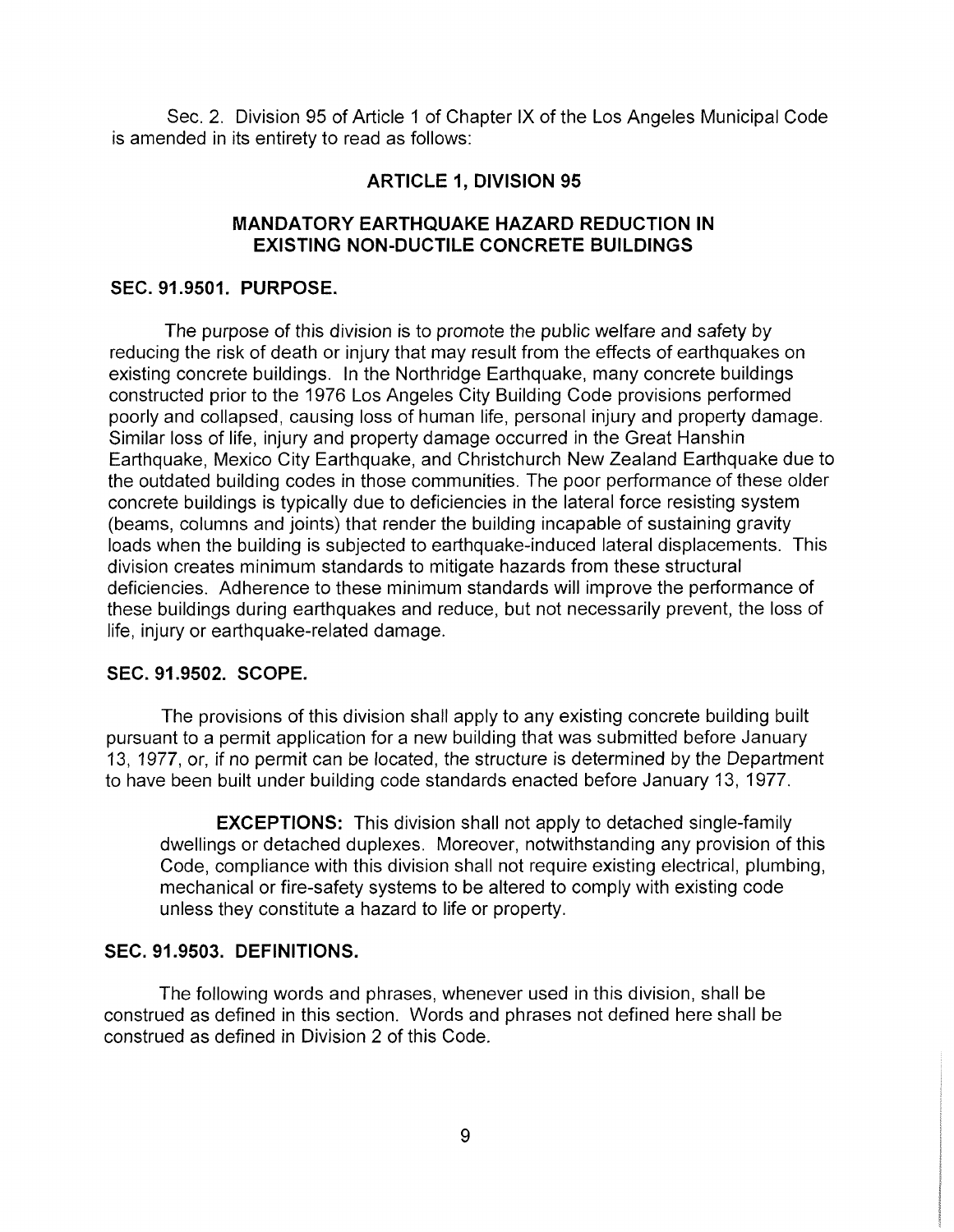Sec. 2. Division 95 of Article 1 of Chapter IX of the Los Angeles Municipal Code is amended in its entirety to read as follows:

## ARTICLE 1, DIVISION 95

## MANDATORY EARTHQUAKE HAZARD REDUCTION IN EXISTING NON-DUCTILE CONCRETE BUILDINGS

### SEC. 91.9501. PURPOSE.

The purpose of this division is to promote the public welfare and safety by reducing the risk of death or injury that may result from the effects of earthquakes on existing concrete buildings. In the Northridge Earthquake, many concrete buildings constructed prior to the 1976 Los Angeles City Building Code provisions performed poorly and collapsed, causing loss of human life, personal injury and property damage. Similar loss of life, injury and property damage occurred in the Great Hanshin Earthquake, Mexico City Earthquake, and Christchurch New Zealand Earthquake due to the outdated building codes in those communities. The poor performance of these older concrete buildings is typically due to deficiencies in the lateral force resisting system (beams, columns and joints) that render the building incapable of sustaining gravity loads when the building is subjected to earthquake-induced lateral displacements. This division creates minimum standards to mitigate hazards from these structural deficiencies. Adherence to these minimum standards will improve the performance of these buildings during earthquakes and reduce, but not necessarily prevent, the loss of life, injury or earthquake-related damage.

### SEC. 91.9502. SCOPE.

The provisions of this division shall apply to any existing concrete building built pursuant to a permit application for a new building that was submitted before January 13, 1977, or, if no permit can be located, the structure is determined by the Department to have been built under building code standards enacted before January 13, 1977.

**EXCEPTIONS:** This division shall not apply to detached single-family dwellings or detached duplexes. Moreover, notwithstanding any provision of this Code, compliance with this division shall not require existing electrical, plumbing, mechanical or fire-safety systems to be altered to comply with existing code unless they constitute a hazard to life or property.

### SEC. 91.9503. DEFINITIONS.

The following words and phrases, whenever used in this division, shall be construed as defined in this section. Words and phrases not defined here shall be construed as defined in Division 2 of this Code.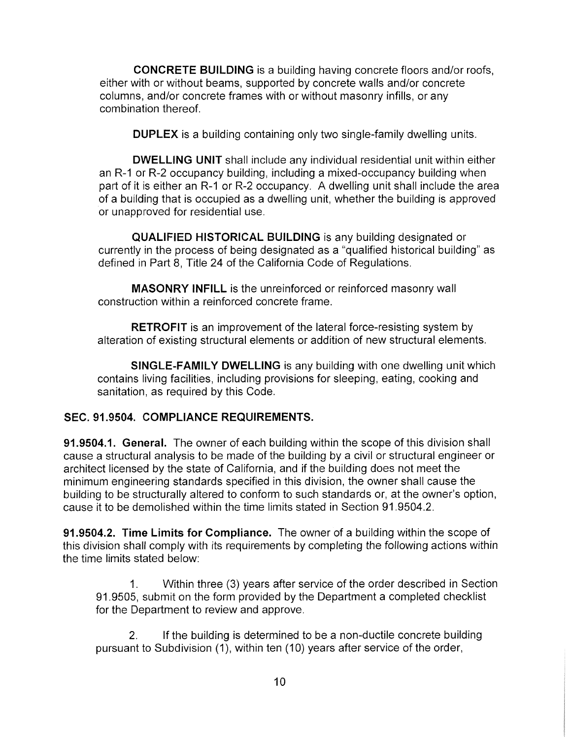**CONCRETE BUILDING** is a building having concrete floors and/or roofs, either with or without beams, supported by concrete walls and/or concrete columns, and/or concrete frames with or without masonry infills, or any combination thereof.

**DUPLEX** is a building containing only two single-family dwelling units.

**DWELLING UNIT** shall include any individual residential unit within either an R-1 or R-2 occupancy building, including a mixed-occupancy building when part of it is either an R-1 or R-2 occupancy. A dwelling unit shall include the area of a building that is occupied as a dwelling unit, whether the building is approved or unapproved for residential use.

**QUALIFIED HISTORICAL BUILDING** is any building designated or currently in the process of being designated as a "qualified historical building" as defined in Part 8, Title 24 of the California Code of Regulations.

**MASONRY INFILL** is the unreinforced or reinforced masonry wall construction within a reinforced concrete frame.

**RETROFIT** is an improvement of the lateral force-resisting system by alteration of existing structural elements or addition of new structural elements.

**SINGLE-FAMILY DWELLING** is any building with one dwelling unit which contains living facilities, including provisions for sleeping, eating, cooking and sanitation, as required by this Code.

## SEC. 91.9504. COMPLIANCE REQUIREMENTS.

**91.9504.1. General.** The owner of each building within the scope of this division shall cause a structural analysis to be made of the building by a civil or structural engineer or architect licensed by the state of California, and if the building does not meet the minimum engineering standards specified in this division, the owner shall cause the building to be structurally altered to conform to such standards or, at the owner's option, cause it to be demolished within the time limits stated in Section 91.9504.2.

**91.9504.2. Time Limits for Compliance.** The owner of a building within the scope of this division shall comply with its requirements by completing the following actions within the time limits stated below:

1. Within three (3) years after service of the order described in Section 91.9505, submit on the form provided by the Department a completed checklist for the Department to review and approve.

2. If the building is determined to be a non-ductile concrete building pursuant to Subdivision (1), within ten (10) years after service of the order,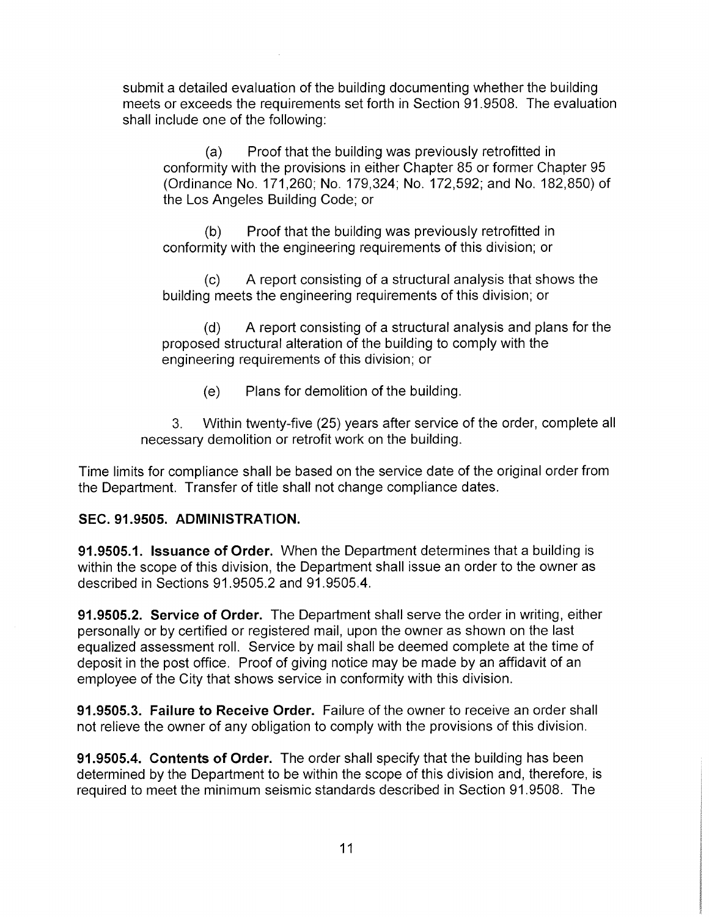submit a detailed evaluation of the building documenting whether the building meets or exceeds the requirements set forth in Section 91.9508. The evaluation shall include one of the following:

(a) Proof that the building was previously retrofitted in conformity with the provisions in either Chapter 85 or former Chapter 95 (Ordinance No. 171,260; No. 179,324; No. 172,592; and No. 182,850) of the Los Angeles Building Code; or

(b) Proof that the building was previously retrofitted in conformity with the engineering requirements of this division; or

(c) A report consisting of a structural analysis that shows the building meets the engineering requirements of this division; or

(d) A report consisting of a structural analysis and plans for the proposed structural alteration of the building to comply with the engineering requirements of this division; or

(e) Plans for demolition of the building.

3. Within twenty-five (25) years after service of the order, complete all necessary demolition or retrofit work on the building.

Time limits for compliance shall be based on the service date of the original order from the Department. Transfer of title shall not change compliance dates.

**SEC. 91.9505. ADMINISTRATION.**

**91.9505.1. Issuance of Order.** When the Department determines that a building is within the scope of this division, the Department shall issue an order to the owner as described in Sections 91.9505.2 and 91.9505.4.

**91.9505.2. Service of Order.** The Department shall serve the order in writing, either personally or by certified or registered mail, upon the owner as shown on the last equalized assessment roll. Service by mail shall be deemed complete at the time of deposit in the post office. Proof of giving notice may be made by an affidavit of an employee of the City that shows service in conformity with this division.

**91.9505.3. Failure to Receive Order.** Failure of the owner to receive an order shall not relieve the owner of any obligation to comply with the provisions of this division.

**91.9505.4. Contents of Order.** The order shall specify that the building has been determined by the Department to be within the scope of this division and, therefore, is required to meet the minimum seismic standards described in Section 91.9508. The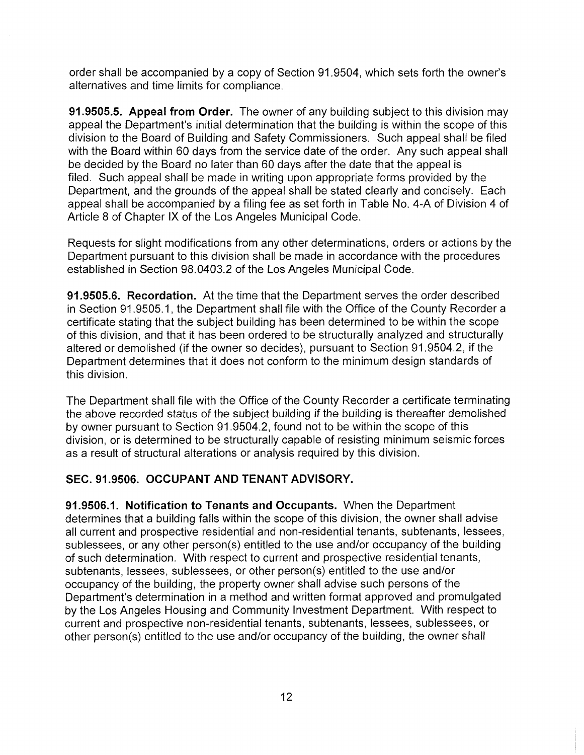order shall be accompanied by a copy of Section 91.9504, which sets forth the owner's alternatives and time limits for compliance.

**91.9505.5. Appeal from Order.** The owner of any building subject to this division may appeal the Department's initial determination that the building is within the scope of this division to the Board of Building and Safety Commissioners. Such appeal shall be filed with the Board within 60 days from the service date of the order. Any such appeal shall be decided by the Board no later than 60 days after the date that the appeal is filed. Such appeal shall be made in writing upon appropriate forms provided by the Department, and the grounds of the appeal shall be stated clearly and concisely. Each appeal shall be accompanied by a filing fee as set forth in Table No. 4-A of Division 4 of Article 8 of Chapter IX of the Los Angeles Municipal Code.

Requests for slight modifications from any other determinations, orders or actions by the Department pursuant to this division shall be made in accordance with the procedures established in Section 98.0403.2 of the Los Angeles Municipal Code.

**91.9505.6. Recordation.** At the time that the Department serves the order described in Section 91.9505.1, the Department shall file with the Office of the County Recorder a certificate stating that the subject building has been determined to be within the scope of this division, and that it has been ordered to be structurally analyzed and structurally altered or demolished (if the owner so decides), pursuant to Section 91.9504.2, if the Department determines that it does not conform to the minimum design standards of this division.

The Department shall file with the Office of the County Recorder a certificate terminating the above recorded status of the subject building if the building is thereafter demolished by owner pursuant to Section 91.9504.2, found not to be within the scope of this division, or is determined to be structurally capable of resisting minimum seismic forces as a result of structural alterations or analysis required by this division.

## SEC. 91.9506. OCCUPANT AND TENANT ADVISORY.

**91.9506.1. Notification to Tenants and Occupants.** When the Department determines that a building falls within the scope of this division, the owner shall advise all current and prospective residential and non-residential tenants, subtenants, lessees, sublessees, or any other person(s) entitled to the use and/or occupancy of the building of such determination. With respect to current and prospective residential tenants, subtenants, lessees, sublessees, or other person(s) entitled to the use and/or occupancy of the building, the property owner shall advise such persons of the Department's determination in a method and written format approved and promulgated by the Los Angeles Housing and Community Investment Department. With respect to current and prospective non-residential tenants, subtenants, lessees, sublessees, or other person(s) entitled to the use and/or occupancy of the building, the owner shall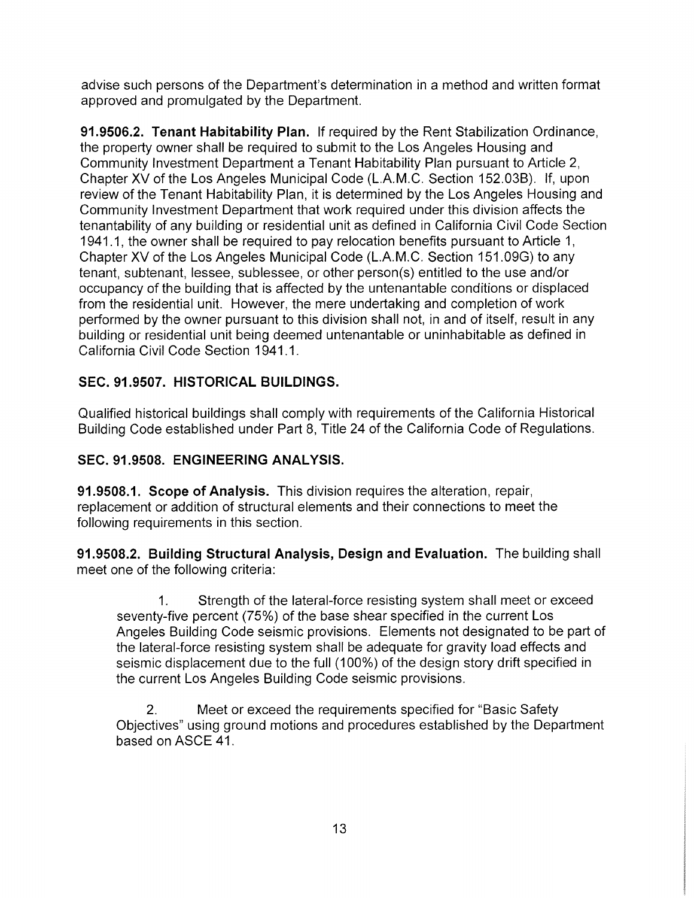advise such persons of the Department's determination in a method and written format approved and promulgated by the Department.

**91.9506.2. Tenant Habitability Plan.** If required by the Rent Stabilization Ordinance, the property owner shall be required to submit to the Los Angeles Housing and Community Investment Department a Tenant Habitability Plan pursuant to Article 2, Chapter XV of the Los Angeles Municipal Code (L.A.M.C. Section 152.03B). If, upon review of the Tenant Habitability Plan, it is determined by the Los Angeles Housing and Community Investment Department that work required under this division affects the tenantability of any building or residential unit as defined in California Civil Code Section 1941.1, the owner shall be required to pay relocation benefits pursuant to Article 1, Chapter XV of the Los Angeles Municipal Code (L.A.M.C. Section 151.09G) to any tenant, subtenant, lessee, sublessee, or other person(s) entitled to the use and/or occupancy of the building that is affected by the untenantable conditions or displaced from the residential unit. However, the mere undertaking and completion of work performed by the owner pursuant to this division shall not, in and of itself, result in any building or residential unit being deemed untenantable or uninhabitable as defined in California Civil Code Section 1941.1.

## SEC. 91.9507. HISTORICAL BUILDINGS.

Qualified historical buildings shall comply with requirements of the California Historical Building Code established under Part 8, Title 24 of the California Code of Regulations.

## SEC. 91.9508. ENGINEERING ANALYSIS.

**91.9508.1. Scope of Analysis.** This division requires the alteration, repair, replacement or addition of structural elements and their connections to meet the following requirements in this section.

**91.9508.2. Building Structural Analysis, Design and Evaluation.** The building shall meet one of the following criteria:

1. Strength of the lateral-force resisting system shall meet or exceed seventy-five percent (75%) of the base shear specified in the current Los Angeles Building Code seismic provisions. Elements not designated to be part of the lateral-force resisting system shall be adequate for gravity load effects and seismic displacement due to the full (100%) of the design story drift specified in the current Los Angeles Building Code seismic provisions.

2. Meet or exceed the requirements specified for "Basic Safety Objectives" using ground motions and procedures established by the Department based on ASCE 41.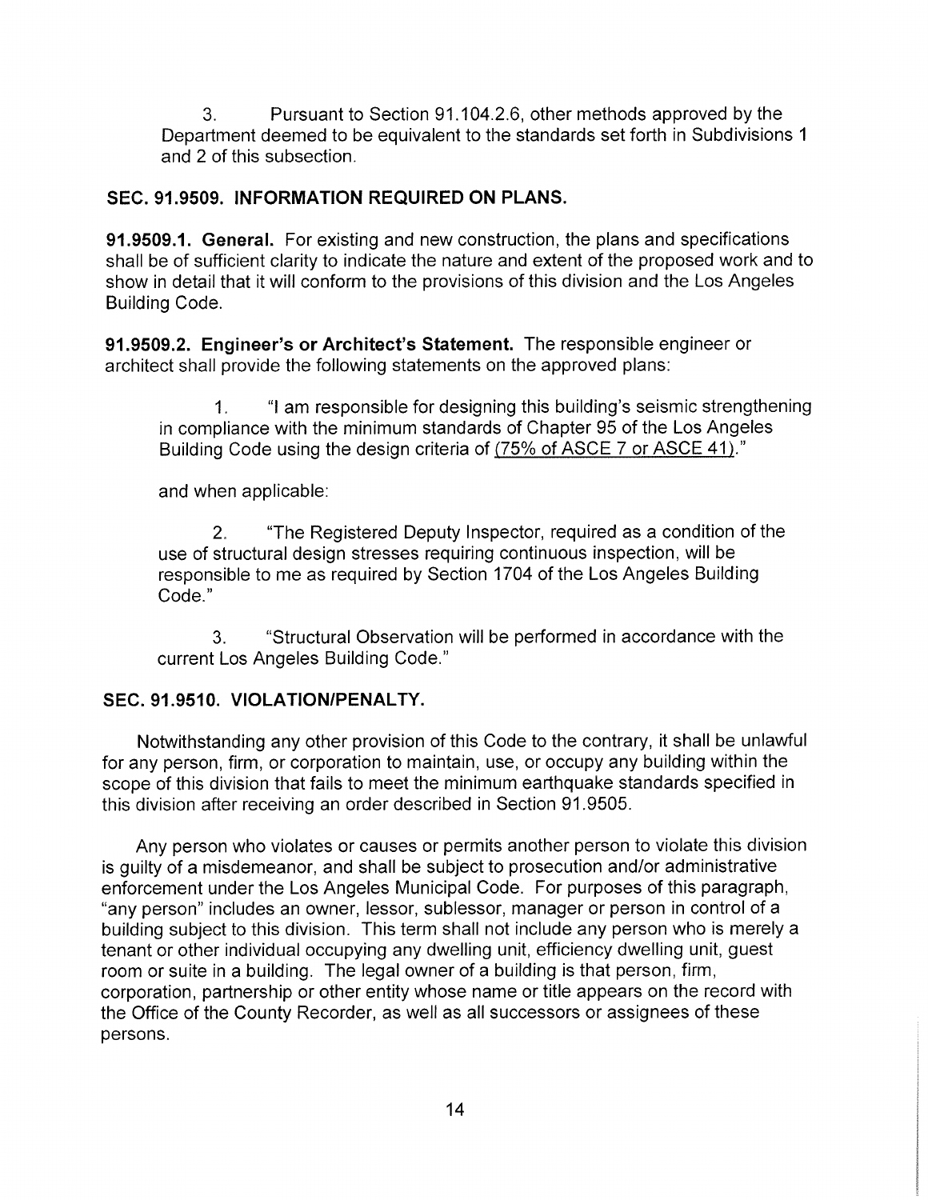3. Pursuant to Section 91.104.2.6, other methods approved by the Department deemed to be equivalent to the standards set forth in Subdivisions 1 and 2 of this subsection.

## SEC. 91.9509. INFORMATION REQUIRED ON PLANS.

**91.9509.1. General.** For existing and new construction, the plans and specifications shall be of sufficient clarity to indicate the nature and extent of the proposed work and to show in detail that it will conform to the provisions of this division and the Los Angeles Building Code.

**91.9509.2. Engineer's or Architect's Statement.** The responsible engineer or architect shall provide the following statements on the approved plans:

1. "I am responsible for designing this building's seismic strengthening in compliance with the minimum standards of Chapter 95 of the Los Angeles Building Code using the design criteria of <u>(75% of ASCE 7 or ASCE 41)</u>."

and when applicable:

2. "The Registered Deputy Inspector, required as a condition of the use of structural design stresses requiring continuous inspection, will be responsible to me as required by Section 1704 of the Los Angeles Building Code."

3. "Structural Observation will be performed in accordance with the current Los Angeles Building Code."

## SEC. 91.9510. VIOLATION/PENALTY.

Notwithstanding any other provision of this Code to the contrary, it shall be unlawful for any person, firm, or corporation to maintain, use, or occupy any building within the scope of this division that fails to meet the minimum earthquake standards specified in this division after receiving an order described in Section 91.9505.

Any person who violates or causes or permits another person to violate this division is guilty of a misdemeanor, and shall be subject to prosecution and/or administrative enforcement under the Los Angeles Municipal Code. For purposes of this paragraph, "any person" includes an owner, lessor, sublessor, manager or person in control of a building subject to this division. This term shall not include any person who is merely a tenant or other individual occupying any dwelling unit, efficiency dwelling unit, guest room or suite in a building. The legal owner of a building is that person, firm, corporation, partnership or other entity whose name or title appears on the record with the Office of the County Recorder, as well as all successors or assignees of these persons.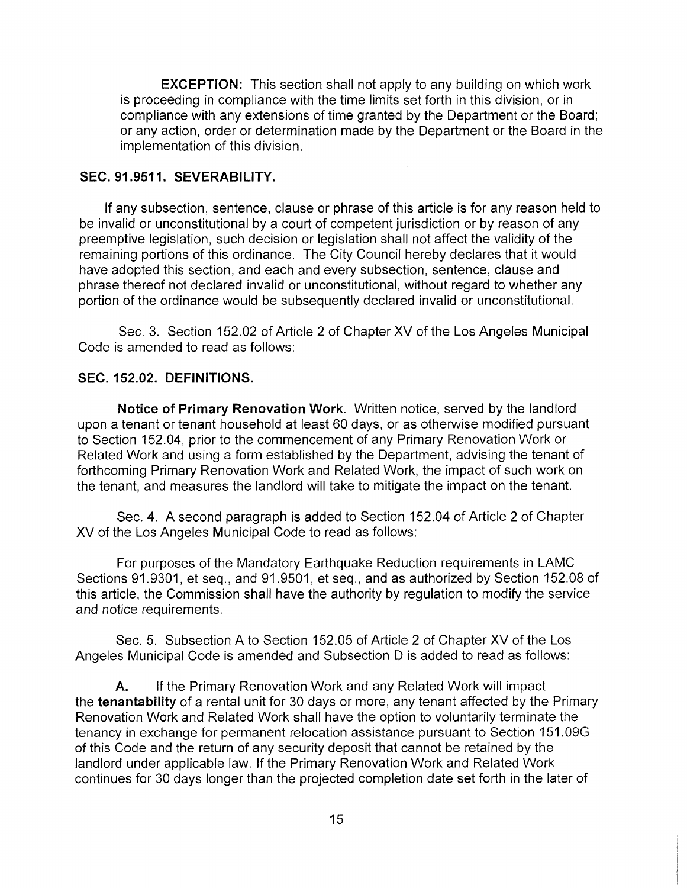**EXCEPTION:** This section shall not apply to any building on which work is proceeding in compliance with the time limits set forth in this division, or in compliance with any extensions of time granted by the Department or the Board; or any action, order or determination made by the Department or the Board in the implementation of this division.

**SEC. 91.9511. SEVERABILITY.**

If any subsection, sentence, clause or phrase of this article is for any reason held to be invalid or unconstitutional by a court of competent jurisdiction or by reason of any preemptive legislation, such decision or legislation shall not affect the validity of the remaining portions of this ordinance. The City Council hereby declares that it would have adopted this section, and each and every subsection, sentence, clause and phrase thereof not declared invalid or unconstitutional, without regard to whether any portion of the ordinance would be subsequently declared invalid or unconstitutional.

Sec. 3. Section 152.02 of Article 2 of Chapter XV of the Los Angeles Municipal Code is amended to read as follows:

**SEC. 152.02. DEFINITIONS.**

**Notice of Primary Renovation Work**. Written notice, served by the landlord upon a tenant or tenant household at least 60 days, or as otherwise modified pursuant to Section 152.04, prior to the commencement of any Primary Renovation Work or Related Work and using a form established by the Department, advising the tenant of forthcoming Primary Renovation Work and Related Work, the impact of such work on the tenant, and measures the landlord will take to mitigate the impact on the tenant.

Sec. 4. A second paragraph is added to Section 152.04 of Article 2 of Chapter XV of the Los Angeles Municipal Code to read as follows:

For purposes of the Mandatory Earthquake Reduction requirements in LAMC Sections 91.9301, et seq., and 91.9501, et seq., and as authorized by Section 152.08 of this article, the Commission shall have the authority by regulation to modify the service and notice requirements.

Sec. 5. Subsection A to Section 152.05 of Article 2 of Chapter XV of the Los Angeles Municipal Code is amended and Subsection D is added to read as follows:

**A.** If the Primary Renovation Work and any Related Work will impact the **tenantability** of a rental unit for 30 days or more, any tenant affected by the Primary Renovation Work and Related Work shall have the option to voluntarily terminate the tenancy in exchange for permanent relocation assistance pursuant to Section 151.09G of this Code and the return of any security deposit that cannot be retained by the landlord under applicable law. If the Primary Renovation Work and Related Work continues for 30 days longer than the projected completion date set forth in the later of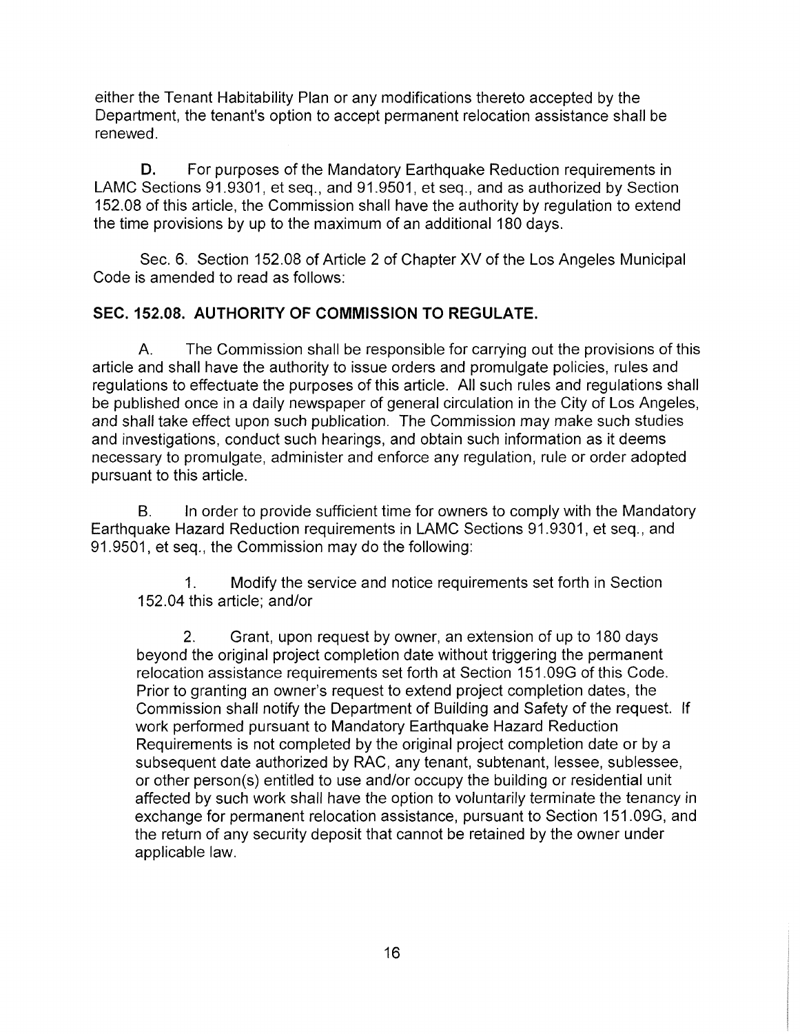either the Tenant Habitability Plan or any modifications thereto accepted by the Department, the tenant's option to accept permanent relocation assistance shall be renewed.

**D.** For purposes of the Mandatory Earthquake Reduction requirements in LAMC Sections 91.9301, et seq., and 91.9501, et seq., and as authorized by Section 152.08 of this article, the Commission shall have the authority by regulation to extend the time provisions by up to the maximum of an additional 180 days.

Sec. 6. Section 152.08 of Article 2 of Chapter XV of the Los Angeles Municipal Code is amended to read as follows:

**SEC. 152.08. AUTHORITY OF COMMISSION TO REGULATE.**

A. The Commission shall be responsible for carrying out the provisions of this article and shall have the authority to issue orders and promulgate policies, rules and regulations to effectuate the purposes of this article. All such rules and regulations shall be published once in a daily newspaper of general circulation in the City of Los Angeles, and shall take effect upon such publication. The Commission may make such studies and investigations, conduct such hearings, and obtain such information as it deems necessary to promulgate, administer and enforce any regulation, rule or order adopted pursuant to this article.

B. In order to provide sufficient time for owners to comply with the Mandatory Earthquake Hazard Reduction requirements in LAMC Sections 91.9301, et seq., and 91.9501, et seq., the Commission may do the following:

1. Modify the service and notice requirements set forth in Section 152.04 this article; and/or

2. Grant, upon request by owner, an extension of up to 180 days beyond the original project completion date without triggering the permanent relocation assistance requirements set forth at Section 151.09G of this Code. Prior to granting an owner's request to extend project completion dates, the Commission shall notify the Department of Building and Safety of the request. If work performed pursuant to Mandatory Earthquake Hazard Reduction Requirements is not completed by the original project completion date or by a subsequent date authorized by RAC, any tenant, subtenant, lessee, sublessee, or other person(s) entitled to use and/or occupy the building or residential unit affected by such work shall have the option to voluntarily terminate the tenancy in exchange for permanent relocation assistance, pursuant to Section 151.09G, and the return of any security deposit that cannot be retained by the owner under applicable law.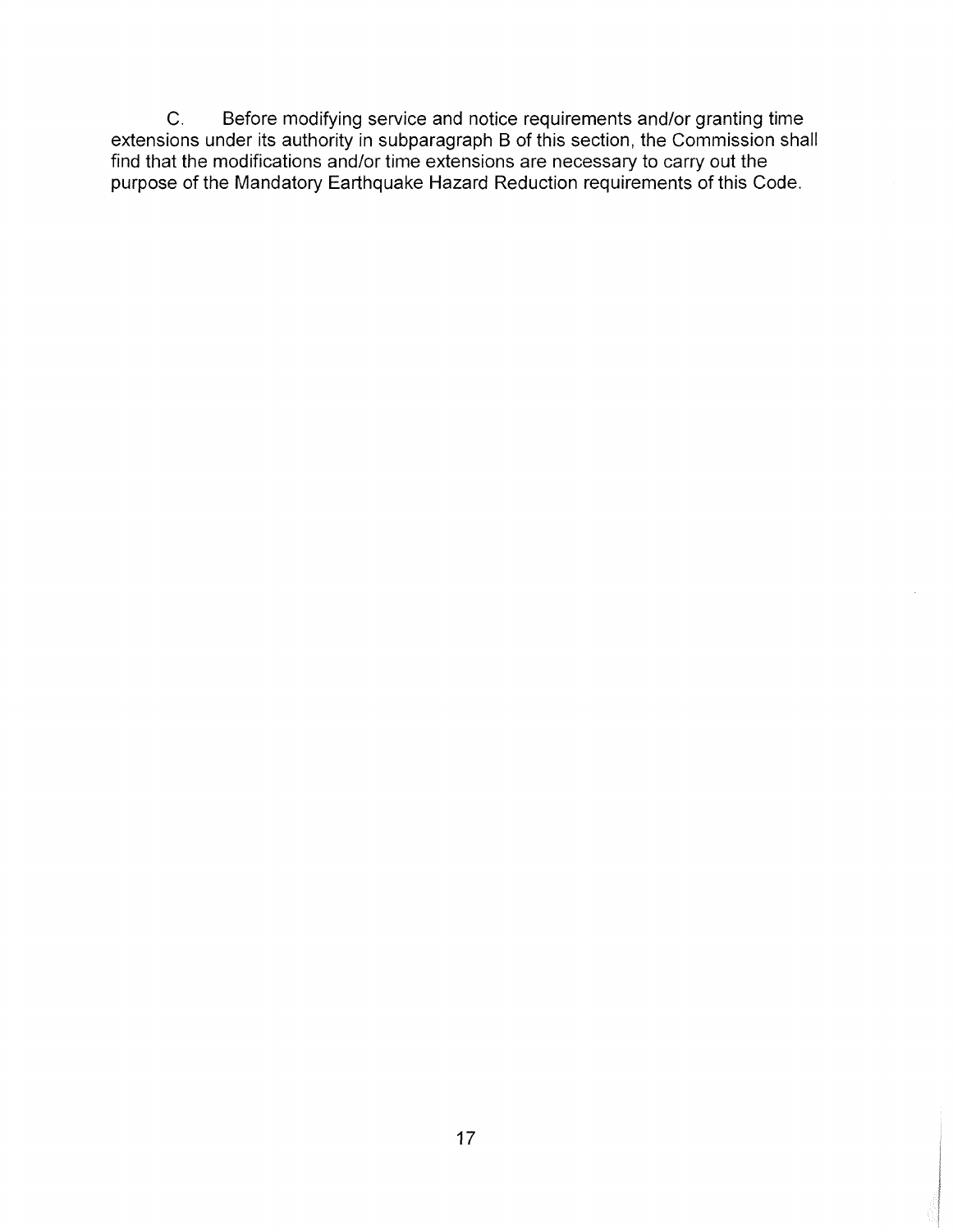C. Before modifying service and notice requirements and/or granting time extensions under its authority in subparagraph B of this section, the Commission shall find that the modifications and/or time extensions are necessary to carry out the purpose of the Mandatory Earthquake Hazard Reduction requirements of this Code.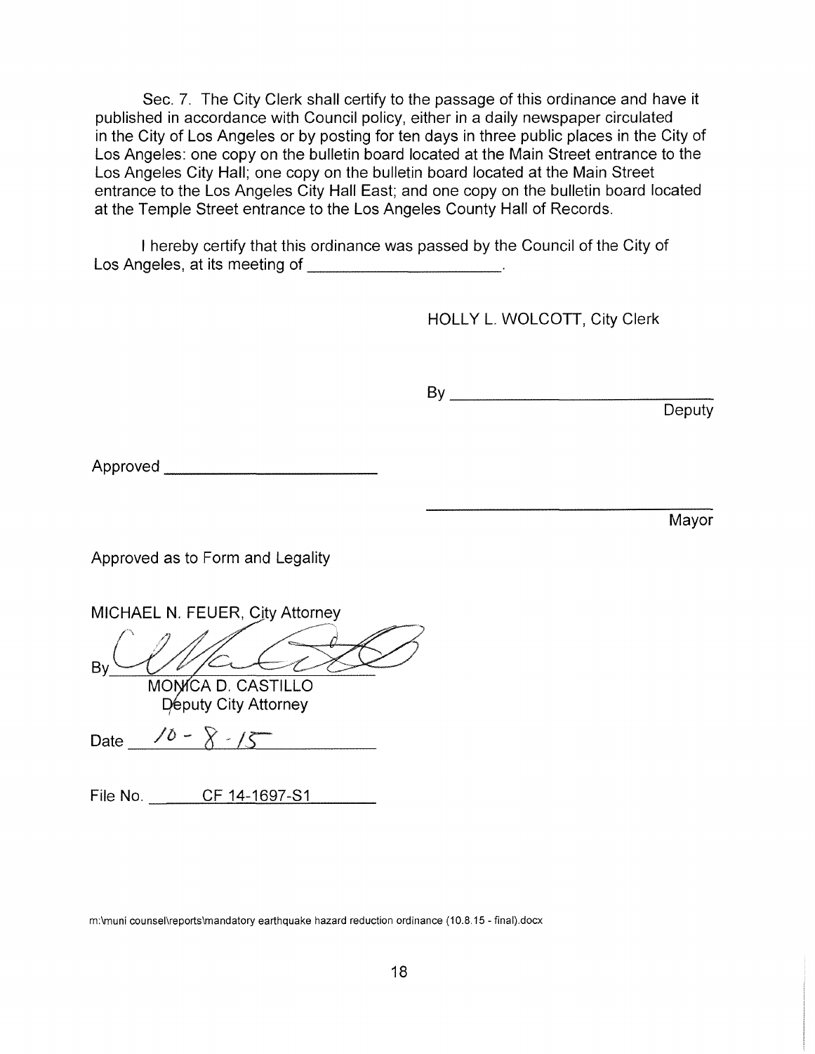Sec. 7. The City Clerk shall certify to the passage of this ordinance and have it published in accordance with Council policy, either in a daily newspaper circulated in the City of Los Angeles or by posting for ten days in three public places in the City of Los Angeles: one copy on the bulletin board located at the Main Street entrance to the Los Angeles City Hall; one copy on the bulletin board located at the Main Street entrance to the Los Angeles City Hall East; and one copy on the bulletin board located at the Temple Street entrance to the Los Angeles County Hall of Records.

I hereby certify that this ordinance was passed by the Council of the City of Los Angeles, at its meeting of ______________________.

HOLLY L. WOLCOTT, City Clerk

By ______________________________
Deputy

Approved ________________________

______________________________
Mayor

Approved as to Form and Legality

MICHAEL N. FEUER, City Attorney

By ______________________________
MONICA D. CASTILLO
Deputy City Attorney

Date 10 - 8 - 15

File No. CF 14-1697-S1

m:\muni counsel\reports\mandatory earthquake hazard reduction ordinance (10.8.15 - final).docx